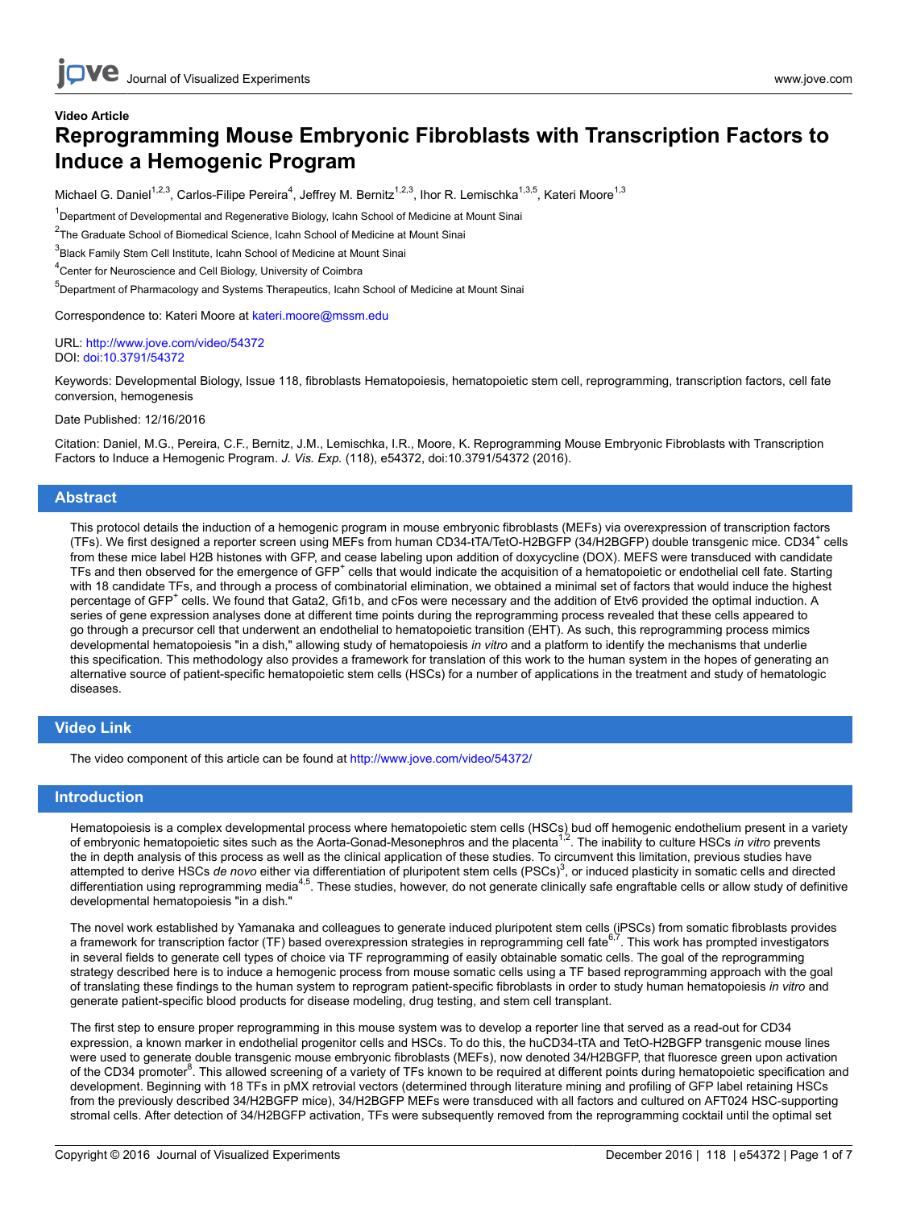**Video Article**

# Reprogramming Mouse Embryonic Fibroblasts with Transcription Factors to Induce a Hemogenic Program

Michael G. Daniel[1,2,3], Carlos-Filipe Pereira[4], Jeffrey M. Bernitz[1,2,3], Ihor R. Lemischka[1,3,5], Kateri Moore[1,3]

[1]Department of Developmental and Regenerative Biology, Icahn School of Medicine at Mount Sinai

[2]The Graduate School of Biomedical Science, Icahn School of Medicine at Mount Sinai

[3]Black Family Stem Cell Institute, Icahn School of Medicine at Mount Sinai

[4]Center for Neuroscience and Cell Biology, University of Coimbra

[5]Department of Pharmacology and Systems Therapeutics, Icahn School of Medicine at Mount Sinai

Correspondence to: Kateri Moore at kateri.moore@mssm.edu

URL: http://www.jove.com/video/54372
DOI: doi:10.3791/54372

Keywords: Developmental Biology, Issue 118, fibroblasts Hematopoiesis, hematopoietic stem cell, reprogramming, transcription factors, cell fate conversion, hemogenesis

Date Published: 12/16/2016

Citation: Daniel, M.G., Pereira, C.F., Bernitz, J.M., Lemischka, I.R., Moore, K. Reprogramming Mouse Embryonic Fibroblasts with Transcription Factors to Induce a Hemogenic Program. *J. Vis. Exp.* (118), e54372, doi:10.3791/54372 (2016).

## Abstract

This protocol details the induction of a hemogenic program in mouse embryonic fibroblasts (MEFs) via overexpression of transcription factors (TFs). We first designed a reporter screen using MEFs from human CD34-tTA/TetO-H2BGFP (34/H2BGFP) double transgenic mice. $CD34^+$ cells from these mice label H2B histones with GFP, and cease labeling upon addition of doxycycline (DOX). MEFS were transduced with candidate TFs and then observed for the emergence of $GFP^+$ cells that would indicate the acquisition of a hematopoietic or endothelial cell fate. Starting with 18 candidate TFs, and through a process of combinatorial elimination, we obtained a minimal set of factors that would induce the highest percentage of $GFP^+$ cells. We found that Gata2, Gfi1b, and cFos were necessary and the addition of Etv6 provided the optimal induction. A series of gene expression analyses done at different time points during the reprogramming process revealed that these cells appeared to go through a precursor cell that underwent an endothelial to hematopoietic transition (EHT). As such, this reprogramming process mimics developmental hematopoiesis "in a dish," allowing study of hematopoiesis *in vitro* and a platform to identify the mechanisms that underlie this specification. This methodology also provides a framework for translation of this work to the human system in the hopes of generating an alternative source of patient-specific hematopoietic stem cells (HSCs) for a number of applications in the treatment and study of hematologic diseases.

## Video Link

The video component of this article can be found at http://www.jove.com/video/54372/

## Introduction

Hematopoiesis is a complex developmental process where hematopoietic stem cells (HSCs) bud off hemogenic endothelium present in a variety of embryonic hematopoietic sites such as the Aorta-Gonad-Mesonephros and the placenta[1,2]. The inability to culture HSCs *in vitro* prevents the in depth analysis of this process as well as the clinical application of these studies. To circumvent this limitation, previous studies have attempted to derive HSCs *de novo* either via differentiation of pluripotent stem cells (PSCs)[3], or induced plasticity in somatic cells and directed differentiation using reprogramming media[4,5]. These studies, however, do not generate clinically safe engraftable cells or allow study of definitive developmental hematopoiesis "in a dish."

The novel work established by Yamanaka and colleagues to generate induced pluripotent stem cells (iPSCs) from somatic fibroblasts provides a framework for transcription factor (TF) based overexpression strategies in reprogramming cell fate[6,7]. This work has prompted investigators in several fields to generate cell types of choice via TF reprogramming of easily obtainable somatic cells. The goal of the reprogramming strategy described here is to induce a hemogenic process from mouse somatic cells using a TF based reprogramming approach with the goal of translating these findings to the human system to reprogram patient-specific fibroblasts in order to study human hematopoiesis *in vitro* and generate patient-specific blood products for disease modeling, drug testing, and stem cell transplant.

The first step to ensure proper reprogramming in this mouse system was to develop a reporter line that served as a read-out for CD34 expression, a known marker in endothelial progenitor cells and HSCs. To do this, the huCD34-tTA and TetO-H2BGFP transgenic mouse lines were used to generate double transgenic mouse embryonic fibroblasts (MEFs), now denoted 34/H2BGFP, that fluoresce green upon activation of the CD34 promoter[8]. This allowed screening of a variety of TFs known to be required at different points during hematopoietic specification and development. Beginning with 18 TFs in pMX retroviral vectors (determined through literature mining and profiling of GFP label retaining HSCs from the previously described 34/H2BGFP mice), 34/H2BGFP MEFs were transduced with all factors and cultured on AFT024 HSC-supporting stromal cells. After detection of 34/H2BGFP activation, TFs were subsequently removed from the reprogramming cocktail until the optimal set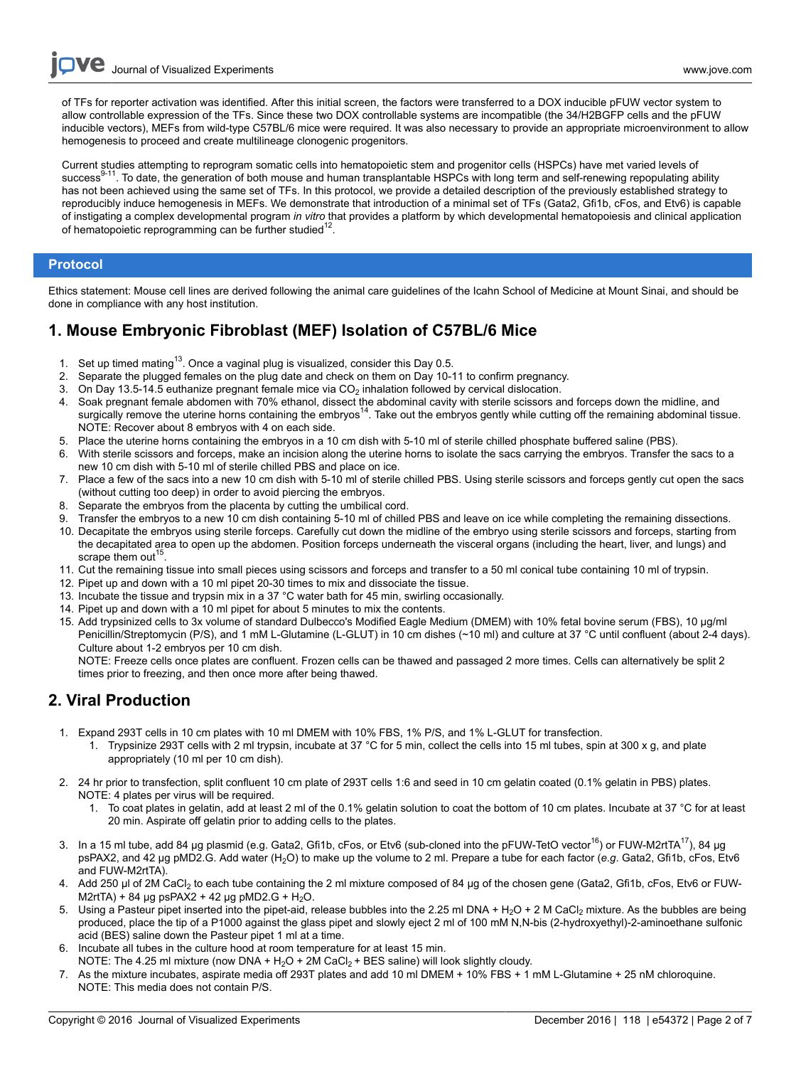of TFs for reporter activation was identified. After this initial screen, the factors were transferred to a DOX inducible pFUW vector system to allow controllable expression of the TFs. Since these two DOX controllable systems are incompatible (the 34/H2BGFP cells and the pFUW inducible vectors), MEFs from wild-type C57BL/6 mice were required. It was also necessary to provide an appropriate microenvironment to allow hemogenesis to proceed and create multilineage clonogenic progenitors.

Current studies attempting to reprogram somatic cells into hematopoietic stem and progenitor cells (HSPCs) have met varied levels of success[9-11]. To date, the generation of both mouse and human transplantable HSPCs with long term and self-renewing repopulating ability has not been achieved using the same set of TFs. In this protocol, we provide a detailed description of the previously established strategy to reproducibly induce hemogenesis in MEFs. We demonstrate that introduction of a minimal set of TFs (Gata2, Gfi1b, cFos, and Etv6) is capable of instigating a complex developmental program *in vitro* that provides a platform by which developmental hematopoiesis and clinical application of hematopoietic reprogramming can be further studied[12].

## Protocol

Ethics statement: Mouse cell lines are derived following the animal care guidelines of the Icahn School of Medicine at Mount Sinai, and should be done in compliance with any host institution.

## 1. Mouse Embryonic Fibroblast (MEF) Isolation of C57BL/6 Mice

1. Set up timed mating[13]. Once a vaginal plug is visualized, consider this Day 0.5.
2. Separate the plugged females on the plug date and check on them on Day 10-11 to confirm pregnancy.
3. On Day 13.5-14.5 euthanize pregnant female mice via $CO_2$ inhalation followed by cervical dislocation.
4. Soak pregnant female abdomen with 70% ethanol, dissect the abdominal cavity with sterile scissors and forceps down the midline, and surgically remove the uterine horns containing the embryos[14]. Take out the embryos gently while cutting off the remaining abdominal tissue.
   NOTE: Recover about 8 embryos with 4 on each side.
5. Place the uterine horns containing the embryos in a 10 cm dish with 5-10 ml of sterile chilled phosphate buffered saline (PBS).
6. With sterile scissors and forceps, make an incision along the uterine horns to isolate the sacs carrying the embryos. Transfer the sacs to a new 10 cm dish with 5-10 ml of sterile chilled PBS and place on ice.
7. Place a few of the sacs into a new 10 cm dish with 5-10 ml of sterile chilled PBS. Using sterile scissors and forceps gently cut open the sacs (without cutting too deep) in order to avoid piercing the embryos.
8. Separate the embryos from the placenta by cutting the umbilical cord.
9. Transfer the embryos to a new 10 cm dish containing 5-10 ml of chilled PBS and leave on ice while completing the remaining dissections.
10. Decapitate the embryos using sterile forceps. Carefully cut down the midline of the embryo using sterile scissors and forceps, starting from the decapitated area to open up the abdomen. Position forceps underneath the visceral organs (including the heart, liver, and lungs) and scrape them out[15].
11. Cut the remaining tissue into small pieces using scissors and forceps and transfer to a 50 ml conical tube containing 10 ml of trypsin.
12. Pipet up and down with a 10 ml pipet 20-30 times to mix and dissociate the tissue.
13. Incubate the tissue and trypsin mix in a 37 °C water bath for 45 min, swirling occasionally.
14. Pipet up and down with a 10 ml pipet for about 5 minutes to mix the contents.
15. Add trypsinized cells to 3x volume of standard Dulbecco's Modified Eagle Medium (DMEM) with 10% fetal bovine serum (FBS), 10 µg/ml Penicillin/Streptomycin (P/S), and 1 mM L-Glutamine (L-GLUT) in 10 cm dishes (~10 ml) and culture at 37 °C until confluent (about 2-4 days). Culture about 1-2 embryos per 10 cm dish.
    NOTE: Freeze cells once plates are confluent. Frozen cells can be thawed and passaged 2 more times. Cells can alternatively be split 2 times prior to freezing, and then once more after being thawed.

## 2. Viral Production

1. Expand 293T cells in 10 cm plates with 10 ml DMEM with 10% FBS, 1% P/S, and 1% L-GLUT for transfection.
   1. Trypsinize 293T cells with 2 ml trypsin, incubate at 37 °C for 5 min, collect the cells into 15 ml tubes, spin at 300 x g, and plate appropriately (10 ml per 10 cm dish).
2. 24 hr prior to transfection, split confluent 10 cm plate of 293T cells 1:6 and seed in 10 cm gelatin coated (0.1% gelatin in PBS) plates.
   NOTE: 4 plates per virus will be required.
   1. To coat plates in gelatin, add at least 2 ml of the 0.1% gelatin solution to coat the bottom of 10 cm plates. Incubate at 37 °C for at least 20 min. Aspirate off gelatin prior to adding cells to the plates.
3. In a 15 ml tube, add 84 µg plasmid (e.g. Gata2, Gfi1b, cFos, or Etv6 (sub-cloned into the pFUW-TetO vector[16]) or FUW-M2rtTA[17]), 84 µg psPAX2, and 42 µg pMD2.G. Add water ($H_2O$) to make up the volume to 2 ml. Prepare a tube for each factor (*e.g.* Gata2, Gfi1b, cFos, Etv6 and FUW-M2rtTA).
4. Add 250 µl of 2M $CaCl_2$ to each tube containing the 2 ml mixture composed of 84 µg of the chosen gene (Gata2, Gfi1b, cFos, Etv6 or FUW-M2rtTA) + 84 µg psPAX2 + 42 µg pMD2.G + $H_2O$.
5. Using a Pasteur pipet inserted into the pipet-aid, release bubbles into the 2.25 ml DNA + $H_2O$ + 2 M $CaCl_2$ mixture. As the bubbles are being produced, place the tip of a P1000 against the glass pipet and slowly eject 2 ml of 100 mM N,N-bis (2-hydroxyethyl)-2-aminoethane sulfonic acid (BES) saline down the Pasteur pipet 1 ml at a time.
6. Incubate all tubes in the culture hood at room temperature for at least 15 min.
   NOTE: The 4.25 ml mixture (now DNA + $H_2O$ + 2M $CaCl_2$ + BES saline) will look slightly cloudy.
7. As the mixture incubates, aspirate media off 293T plates and add 10 ml DMEM + 10% FBS + 1 mM L-Glutamine + 25 nM chloroquine.
   NOTE: This media does not contain P/S.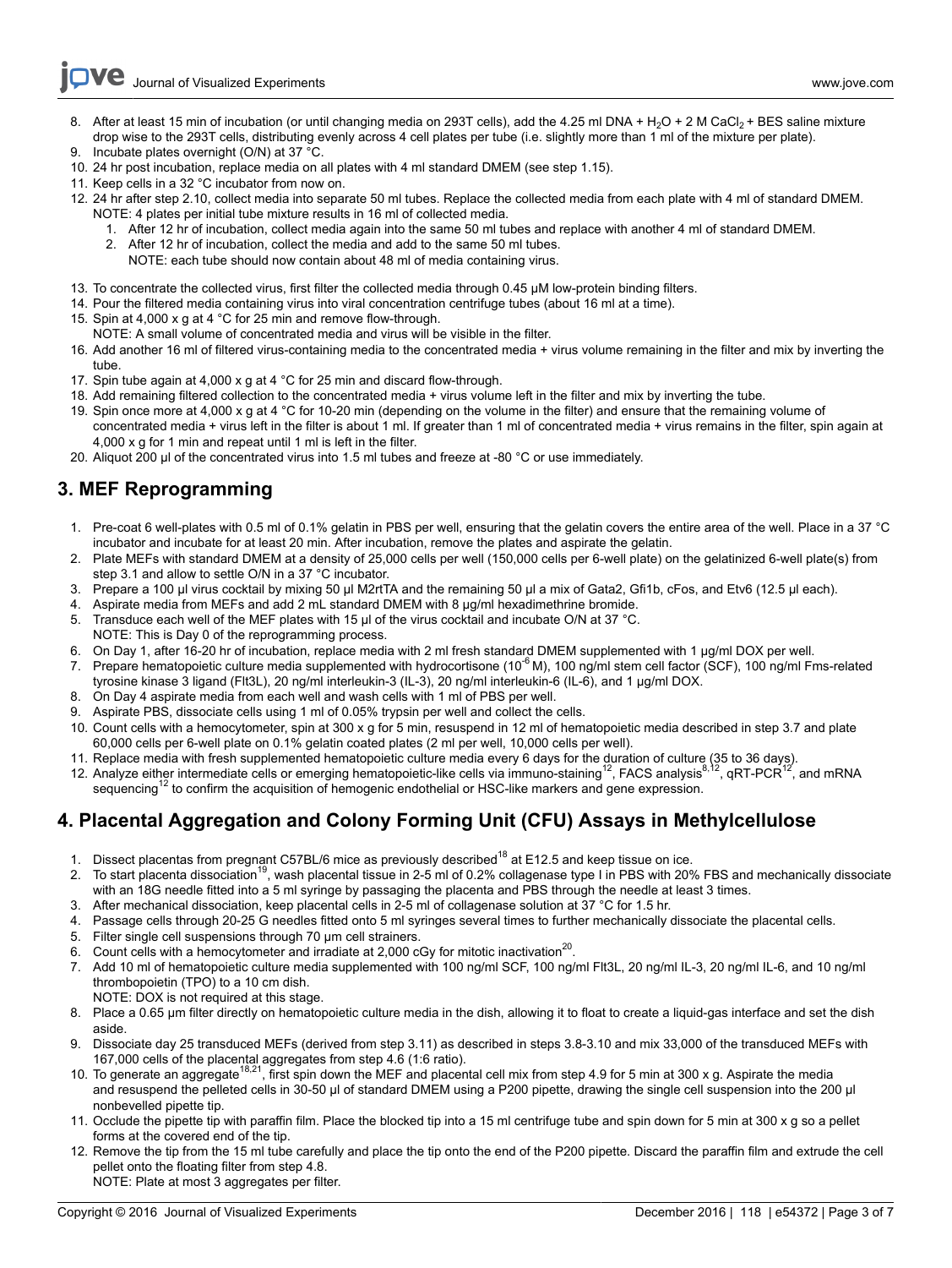8. After at least 15 min of incubation (or until changing media on 293T cells), add the 4.25 ml DNA + $H_2O$ + 2 M $CaCl_2$ + BES saline mixture drop wise to the 293T cells, distributing evenly across 4 cell plates per tube (i.e. slightly more than 1 ml of the mixture per plate).
9. Incubate plates overnight (O/N) at 37 °C.
10. 24 hr post incubation, replace media on all plates with 4 ml standard DMEM (see step 1.15).
11. Keep cells in a 32 °C incubator from now on.
12. 24 hr after step 2.10, collect media into separate 50 ml tubes. Replace the collected media from each plate with 4 ml of standard DMEM.
    NOTE: 4 plates per initial tube mixture results in 16 ml of collected media.
    1. After 12 hr of incubation, collect media again into the same 50 ml tubes and replace with another 4 ml of standard DMEM.
    2. After 12 hr of incubation, collect the media and add to the same 50 ml tubes.
       NOTE: each tube should now contain about 48 ml of media containing virus.
13. To concentrate the collected virus, first filter the collected media through 0.45 μM low-protein binding filters.
14. Pour the filtered media containing virus into viral concentration centrifuge tubes (about 16 ml at a time).
15. Spin at 4,000 x g at 4 °C for 25 min and remove flow-through.
    NOTE: A small volume of concentrated media and virus will be visible in the filter.
16. Add another 16 ml of filtered virus-containing media to the concentrated media + virus volume remaining in the filter and mix by inverting the tube.
17. Spin tube again at 4,000 x g at 4 °C for 25 min and discard flow-through.
18. Add remaining filtered collection to the concentrated media + virus volume left in the filter and mix by inverting the tube.
19. Spin once more at 4,000 x g at 4 °C for 10-20 min (depending on the volume in the filter) and ensure that the remaining volume of concentrated media + virus left in the filter is about 1 ml. If greater than 1 ml of concentrated media + virus remains in the filter, spin again at 4,000 x g for 1 min and repeat until 1 ml is left in the filter.
20. Aliquot 200 μl of the concentrated virus into 1.5 ml tubes and freeze at -80 °C or use immediately.

## 3. MEF Reprogramming

1. Pre-coat 6 well-plates with 0.5 ml of 0.1% gelatin in PBS per well, ensuring that the gelatin covers the entire area of the well. Place in a 37 °C incubator and incubate for at least 20 min. After incubation, remove the plates and aspirate the gelatin.
2. Plate MEFs with standard DMEM at a density of 25,000 cells per well (150,000 cells per 6-well plate) on the gelatinized 6-well plate(s) from step 3.1 and allow to settle O/N in a 37 °C incubator.
3. Prepare a 100 μl virus cocktail by mixing 50 μl M2rtTA and the remaining 50 μl a mix of Gata2, Gfi1b, cFos, and Etv6 (12.5 μl each).
4. Aspirate media from MEFs and add 2 mL standard DMEM with 8 μg/ml hexadimethrine bromide.
5. Transduce each well of the MEF plates with 15 μl of the virus cocktail and incubate O/N at 37 °C.
   NOTE: This is Day 0 of the reprogramming process.
6. On Day 1, after 16-20 hr of incubation, replace media with 2 ml fresh standard DMEM supplemented with 1 μg/ml DOX per well.
7. Prepare hematopoietic culture media supplemented with hydrocortisone ($10^{-6}$ M), 100 ng/ml stem cell factor (SCF), 100 ng/ml Fms-related tyrosine kinase 3 ligand (Flt3L), 20 ng/ml interleukin-3 (IL-3), 20 ng/ml interleukin-6 (IL-6), and 1 μg/ml DOX.
8. On Day 4 aspirate media from each well and wash cells with 1 ml of PBS per well.
9. Aspirate PBS, dissociate cells using 1 ml of 0.05% trypsin per well and collect the cells.
10. Count cells with a hemocytometer, spin at 300 x g for 5 min, resuspend in 12 ml of hematopoietic media described in step 3.7 and plate 60,000 cells per 6-well plate on 0.1% gelatin coated plates (2 ml per well, 10,000 cells per well).
11. Replace media with fresh supplemented hematopoietic culture media every 6 days for the duration of culture (35 to 36 days).
12. Analyze either intermediate cells or emerging hematopoietic-like cells via immuno-staining[12], FACS analysis[8,12], qRT-PCR[12], and mRNA sequencing[12] to confirm the acquisition of hemogenic endothelial or HSC-like markers and gene expression.

## 4. Placental Aggregation and Colony Forming Unit (CFU) Assays in Methylcellulose

1. Dissect placentas from pregnant C57BL/6 mice as previously described[18] at E12.5 and keep tissue on ice.
2. To start placenta dissociation[19], wash placental tissue in 2-5 ml of 0.2% collagenase type I in PBS with 20% FBS and mechanically dissociate with an 18G needle fitted into a 5 ml syringe by passaging the placenta and PBS through the needle at least 3 times.
3. After mechanical dissociation, keep placental cells in 2-5 ml of collagenase solution at 37 °C for 1.5 hr.
4. Passage cells through 20-25 G needles fitted onto 5 ml syringes several times to further mechanically dissociate the placental cells.
5. Filter single cell suspensions through 70 μm cell strainers.
6. Count cells with a hemocytometer and irradiate at 2,000 cGy for mitotic inactivation[20].
7. Add 10 ml of hematopoietic culture media supplemented with 100 ng/ml SCF, 100 ng/ml Flt3L, 20 ng/ml IL-3, 20 ng/ml IL-6, and 10 ng/ml thrombopoietin (TPO) to a 10 cm dish.
   NOTE: DOX is not required at this stage.
8. Place a 0.65 μm filter directly on hematopoietic culture media in the dish, allowing it to float to create a liquid-gas interface and set the dish aside.
9. Dissociate day 25 transduced MEFs (derived from step 3.11) as described in steps 3.8-3.10 and mix 33,000 of the transduced MEFs with 167,000 cells of the placental aggregates from step 4.6 (1:6 ratio).
10. To generate an aggregate[18,21], first spin down the MEF and placental cell mix from step 4.9 for 5 min at 300 x g. Aspirate the media and resuspend the pelleted cells in 30-50 μl of standard DMEM using a P200 pipette, drawing the single cell suspension into the 200 μl nonbevelled pipette tip.
11. Occlude the pipette tip with paraffin film. Place the blocked tip into a 15 ml centrifuge tube and spin down for 5 min at 300 x g so a pellet forms at the covered end of the tip.
12. Remove the tip from the 15 ml tube carefully and place the tip onto the end of the P200 pipette. Discard the paraffin film and extrude the cell pellet onto the floating filter from step 4.8.
    NOTE: Plate at most 3 aggregates per filter.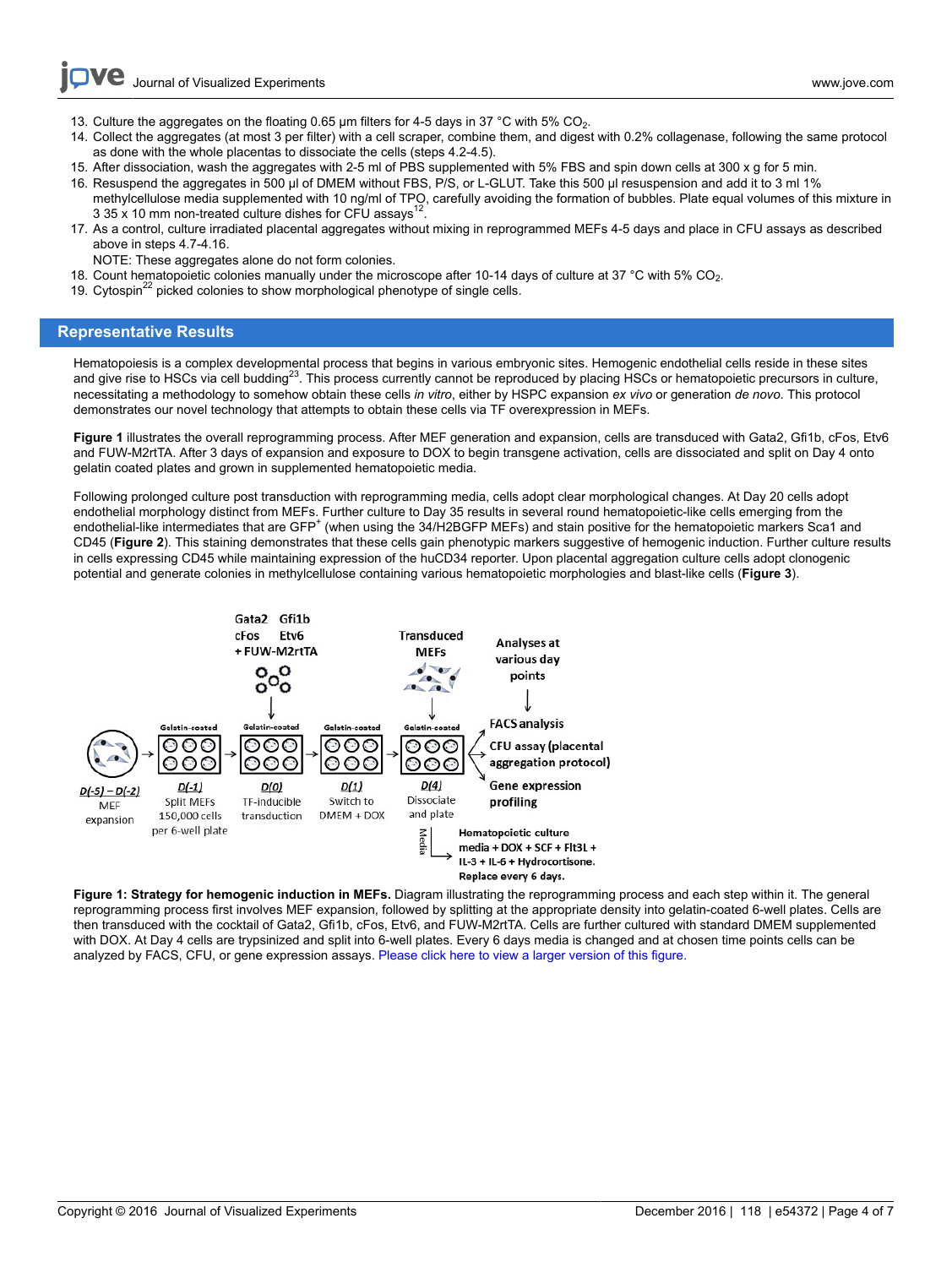13. Culture the aggregates on the floating 0.65 µm filters for 4-5 days in 37 °C with 5% $CO_2$.
14. Collect the aggregates (at most 3 per filter) with a cell scraper, combine them, and digest with 0.2% collagenase, following the same protocol as done with the whole placentas to dissociate the cells (steps 4.2-4.5).
15. After dissociation, wash the aggregates with 2-5 ml of PBS supplemented with 5% FBS and spin down cells at 300 x g for 5 min.
16. Resuspend the aggregates in 500 µl of DMEM without FBS, P/S, or L-GLUT. Take this 500 µl resuspension and add it to 3 ml 1% methylcellulose media supplemented with 10 ng/ml of TPO, carefully avoiding the formation of bubbles. Plate equal volumes of this mixture in 3 35 x 10 mm non-treated culture dishes for CFU assays[12].
17. As a control, culture irradiated placental aggregates without mixing in reprogrammed MEFs 4-5 days and place in CFU assays as described above in steps 4.7-4.16.
    NOTE: These aggregates alone do not form colonies.
18. Count hematopoietic colonies manually under the microscope after 10-14 days of culture at 37 °C with 5% $CO_2$.
19. Cytospin[22] picked colonies to show morphological phenotype of single cells.

## Representative Results

Hematopoiesis is a complex developmental process that begins in various embryonic sites. Hemogenic endothelial cells reside in these sites and give rise to HSCs via cell budding[23]. This process currently cannot be reproduced by placing HSCs or hematopoietic precursors in culture, necessitating a methodology to somehow obtain these cells *in vitro*, either by HSPC expansion *ex vivo* or generation *de novo*. This protocol demonstrates our novel technology that attempts to obtain these cells via TF overexpression in MEFs.

**Figure 1** illustrates the overall reprogramming process. After MEF generation and expansion, cells are transduced with Gata2, Gfi1b, cFos, Etv6 and FUW-M2rtTA. After 3 days of expansion and exposure to DOX to begin transgene activation, cells are dissociated and split on Day 4 onto gelatin coated plates and grown in supplemented hematopoietic media.

Following prolonged culture post transduction with reprogramming media, cells adopt clear morphological changes. At Day 20 cells adopt endothelial morphology distinct from MEFs. Further culture to Day 35 results in several round hematopoietic-like cells emerging from the endothelial-like intermediates that are $GFP^+$ (when using the 34/H2BGFP MEFs) and stain positive for the hematopoietic markers Sca1 and CD45 (**Figure 2**). This staining demonstrates that these cells gain phenotypic markers suggestive of hemogenic induction. Further culture results in cells expressing CD45 while maintaining expression of the huCD34 reporter. Upon placental aggregation culture cells adopt clonogenic potential and generate colonies in methylcellulose containing various hematopoietic morphologies and blast-like cells (**Figure 3**).

**Figure 1: Strategy for hemogenic induction in MEFs.** Diagram illustrating the reprogramming process and each step within it. The general reprogramming process first involves MEF expansion, followed by splitting at the appropriate density into gelatin-coated 6-well plates. Cells are then transduced with the cocktail of Gata2, Gfi1b, cFos, Etv6, and FUW-M2rtTA. Cells are further cultured with standard DMEM supplemented with DOX. At Day 4 cells are trypsinized and split into 6-well plates. Every 6 days media is changed and at chosen time points cells can be analyzed by FACS, CFU, or gene expression assays. Please click here to view a larger version of this figure.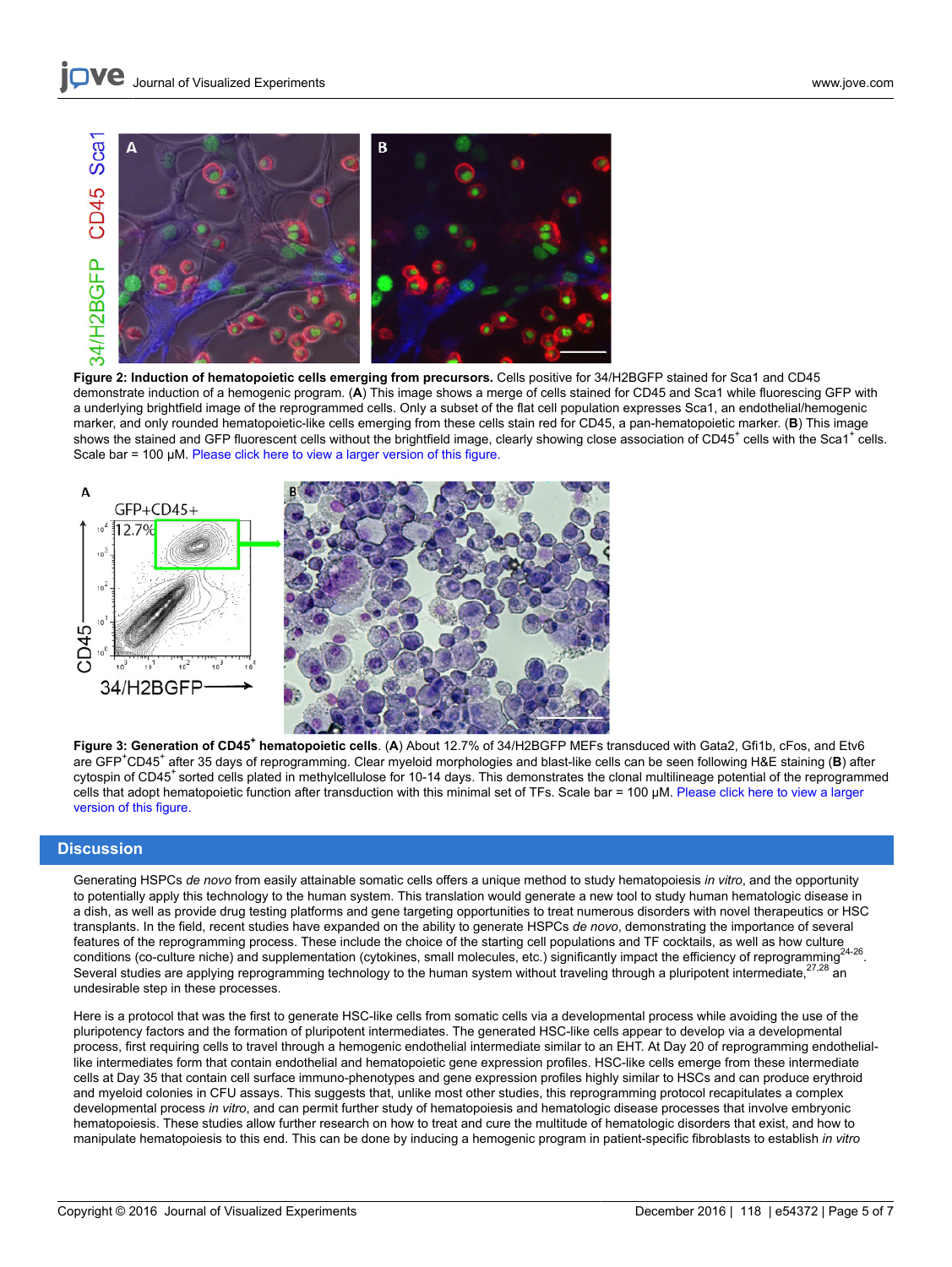**Figure 2: Induction of hematopoietic cells emerging from precursors.** Cells positive for 34/H2BGFP stained for Sca1 and CD45 demonstrate induction of a hemogenic program. (**A**) This image shows a merge of cells stained for CD45 and Sca1 while fluorescing GFP with a underlying brightfield image of the reprogrammed cells. Only a subset of the flat cell population expresses Sca1, an endothelial/hemogenic marker, and only rounded hematopoietic-like cells emerging from these cells stain red for CD45, a pan-hematopoietic marker. (**B**) This image shows the stained and GFP fluorescent cells without the brightfield image, clearly showing close association of $CD45^+$ cells with the $Sca1^+$ cells. Scale bar = 100 µM. Please click here to view a larger version of this figure.

**Figure 3: Generation of $CD45^+$ hematopoietic cells**. (**A**) About 12.7% of 34/H2BGFP MEFs transduced with Gata2, Gfi1b, cFos, and Etv6 are $GFP^+CD45^+$ after 35 days of reprogramming. Clear myeloid morphologies and blast-like cells can be seen following H&E staining (**B**) after cytospin of $CD45^+$ sorted cells plated in methylcellulose for 10-14 days. This demonstrates the clonal multilineage potential of the reprogrammed cells that adopt hematopoietic function after transduction with this minimal set of TFs. Scale bar = 100 µM. Please click here to view a larger version of this figure.

## Discussion

Generating HSPCs *de novo* from easily attainable somatic cells offers a unique method to study hematopoiesis *in vitro*, and the opportunity to potentially apply this technology to the human system. This translation would generate a new tool to study human hematologic disease in a dish, as well as provide drug testing platforms and gene targeting opportunities to treat numerous disorders with novel therapeutics or HSC transplants. In the field, recent studies have expanded on the ability to generate HSPCs *de novo*, demonstrating the importance of several features of the reprogramming process. These include the choice of the starting cell populations and TF cocktails, as well as how culture conditions (co-culture niche) and supplementation (cytokines, small molecules, etc.) significantly impact the efficiency of reprogramming[24-26]. Several studies are applying reprogramming technology to the human system without traveling through a pluripotent intermediate,[27,28] an undesirable step in these processes.

Here is a protocol that was the first to generate HSC-like cells from somatic cells via a developmental process while avoiding the use of the pluripotency factors and the formation of pluripotent intermediates. The generated HSC-like cells appear to develop via a developmental process, first requiring cells to travel through a hemogenic endothelial intermediate similar to an EHT. At Day 20 of reprogramming endothelial-like intermediates form that contain endothelial and hematopoietic gene expression profiles. HSC-like cells emerge from these intermediate cells at Day 35 that contain cell surface immuno-phenotypes and gene expression profiles highly similar to HSCs and can produce erythroid and myeloid colonies in CFU assays. This suggests that, unlike most other studies, this reprogramming protocol recapitulates a complex developmental process *in vitro*, and can permit further study of hematopoiesis and hematologic disease processes that involve embryonic hematopoiesis. These studies allow further research on how to treat and cure the multitude of hematologic disorders that exist, and how to manipulate hematopoiesis to this end. This can be done by inducing a hemogenic program in patient-specific fibroblasts to establish *in vitro*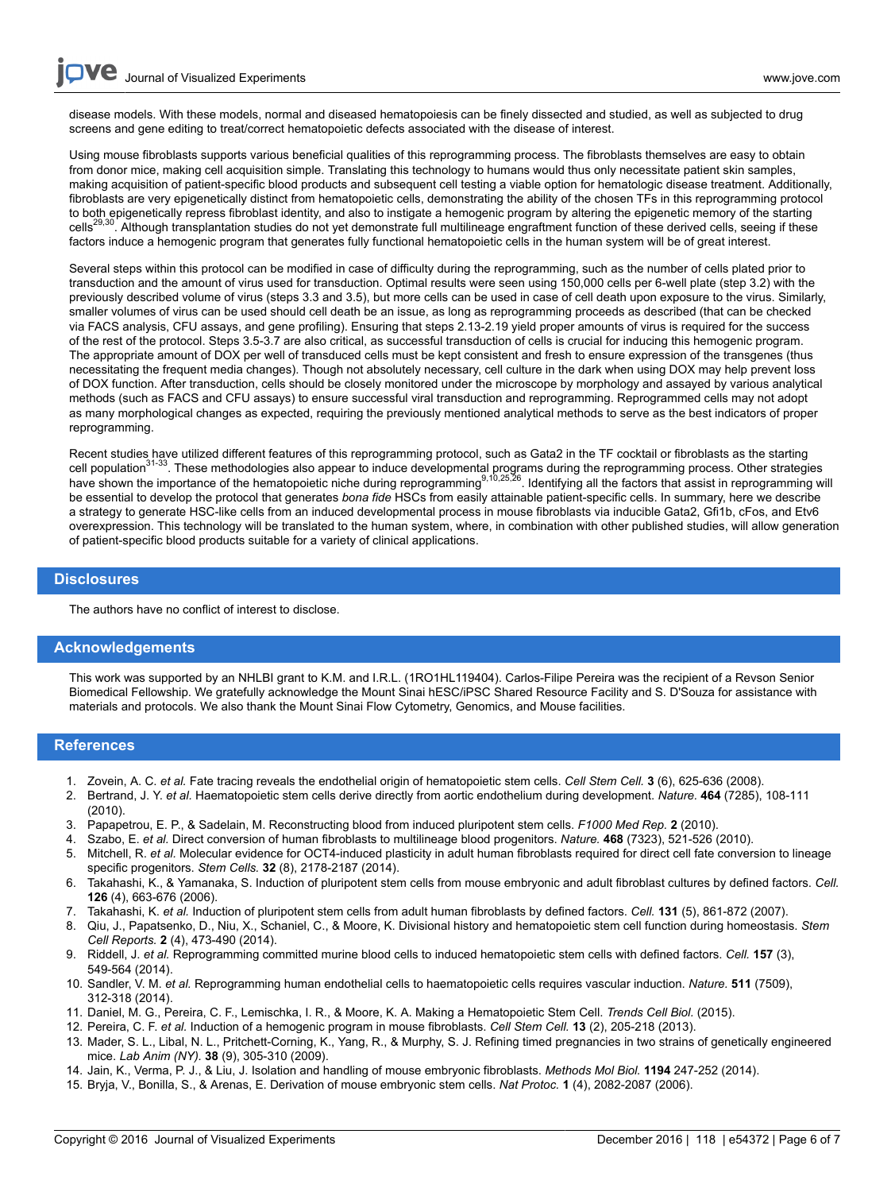disease models. With these models, normal and diseased hematopoiesis can be finely dissected and studied, as well as subjected to drug screens and gene editing to treat/correct hematopoietic defects associated with the disease of interest.

Using mouse fibroblasts supports various beneficial qualities of this reprogramming process. The fibroblasts themselves are easy to obtain from donor mice, making cell acquisition simple. Translating this technology to humans would thus only necessitate patient skin samples, making acquisition of patient-specific blood products and subsequent cell testing a viable option for hematologic disease treatment. Additionally, fibroblasts are very epigenetically distinct from hematopoietic cells, demonstrating the ability of the chosen TFs in this reprogramming protocol to both epigenetically repress fibroblast identity, and also to instigate a hemogenic program by altering the epigenetic memory of the starting cells[29,30]. Although transplantation studies do not yet demonstrate full multilineage engraftment function of these derived cells, seeing if these factors induce a hemogenic program that generates fully functional hematopoietic cells in the human system will be of great interest.

Several steps within this protocol can be modified in case of difficulty during the reprogramming, such as the number of cells plated prior to transduction and the amount of virus used for transduction. Optimal results were seen using 150,000 cells per 6-well plate (step 3.2) with the previously described volume of virus (steps 3.3 and 3.5), but more cells can be used in case of cell death upon exposure to the virus. Similarly, smaller volumes of virus can be used should cell death be an issue, as long as reprogramming proceeds as described (that can be checked via FACS analysis, CFU assays, and gene profiling). Ensuring that steps 2.13-2.19 yield proper amounts of virus is required for the success of the rest of the protocol. Steps 3.5-3.7 are also critical, as successful transduction of cells is crucial for inducing this hemogenic program. The appropriate amount of DOX per well of transduced cells must be kept consistent and fresh to ensure expression of the transgenes (thus necessitating the frequent media changes). Though not absolutely necessary, cell culture in the dark when using DOX may help prevent loss of DOX function. After transduction, cells should be closely monitored under the microscope by morphology and assayed by various analytical methods (such as FACS and CFU assays) to ensure successful viral transduction and reprogramming. Reprogrammed cells may not adopt as many morphological changes as expected, requiring the previously mentioned analytical methods to serve as the best indicators of proper reprogramming.

Recent studies have utilized different features of this reprogramming protocol, such as Gata2 in the TF cocktail or fibroblasts as the starting cell population[31-33]. These methodologies also appear to induce developmental programs during the reprogramming process. Other strategies have shown the importance of the hematopoietic niche during reprogramming[9,10,25,26]. Identifying all the factors that assist in reprogramming will be essential to develop the protocol that generates *bona fide* HSCs from easily attainable patient-specific cells. In summary, here we describe a strategy to generate HSC-like cells from an induced developmental process in mouse fibroblasts via inducible Gata2, Gfi1b, cFos, and Etv6 overexpression. This technology will be translated to the human system, where, in combination with other published studies, will allow generation of patient-specific blood products suitable for a variety of clinical applications.

## Disclosures

The authors have no conflict of interest to disclose.

## Acknowledgements

This work was supported by an NHLBI grant to K.M. and I.R.L. (1RO1HL119404). Carlos-Filipe Pereira was the recipient of a Revson Senior Biomedical Fellowship. We gratefully acknowledge the Mount Sinai hESC/iPSC Shared Resource Facility and S. D'Souza for assistance with materials and protocols. We also thank the Mount Sinai Flow Cytometry, Genomics, and Mouse facilities.

## References

1. Zovein, A. C. *et al.* Fate tracing reveals the endothelial origin of hematopoietic stem cells. *Cell Stem Cell.* **3** (6), 625-636 (2008).
2. Bertrand, J. Y. *et al.* Haematopoietic stem cells derive directly from aortic endothelium during development. *Nature.* **464** (7285), 108-111 (2010).
3. Papapetrou, E. P., & Sadelain, M. Reconstructing blood from induced pluripotent stem cells. *F1000 Med Rep.* **2** (2010).
4. Szabo, E. *et al.* Direct conversion of human fibroblasts to multilineage blood progenitors. *Nature.* **468** (7323), 521-526 (2010).
5. Mitchell, R. *et al.* Molecular evidence for OCT4-induced plasticity in adult human fibroblasts required for direct cell fate conversion to lineage specific progenitors. *Stem Cells.* **32** (8), 2178-2187 (2014).
6. Takahashi, K., & Yamanaka, S. Induction of pluripotent stem cells from mouse embryonic and adult fibroblast cultures by defined factors. *Cell.* **126** (4), 663-676 (2006).
7. Takahashi, K. *et al.* Induction of pluripotent stem cells from adult human fibroblasts by defined factors. *Cell.* **131** (5), 861-872 (2007).
8. Qiu, J., Papatsenko, D., Niu, X., Schaniel, C., & Moore, K. Divisional history and hematopoietic stem cell function during homeostasis. *Stem Cell Reports.* **2** (4), 473-490 (2014).
9. Riddell, J. *et al.* Reprogramming committed murine blood cells to induced hematopoietic stem cells with defined factors. *Cell.* **157** (3), 549-564 (2014).
10. Sandler, V. M. *et al.* Reprogramming human endothelial cells to haematopoietic cells requires vascular induction. *Nature.* **511** (7509), 312-318 (2014).
11. Daniel, M. G., Pereira, C. F., Lemischka, I. R., & Moore, K. A. Making a Hematopoietic Stem Cell. *Trends Cell Biol.* (2015).
12. Pereira, C. F. *et al.* Induction of a hemogenic program in mouse fibroblasts. *Cell Stem Cell.* **13** (2), 205-218 (2013).
13. Mader, S. L., Libal, N. L., Pritchett-Corning, K., Yang, R., & Murphy, S. J. Refining timed pregnancies in two strains of genetically engineered mice. *Lab Anim (NY).* **38** (9), 305-310 (2009).
14. Jain, K., Verma, P. J., & Liu, J. Isolation and handling of mouse embryonic fibroblasts. *Methods Mol Biol.* **1194** 247-252 (2014).
15. Bryja, V., Bonilla, S., & Arenas, E. Derivation of mouse embryonic stem cells. *Nat Protoc.* **1** (4), 2082-2087 (2006).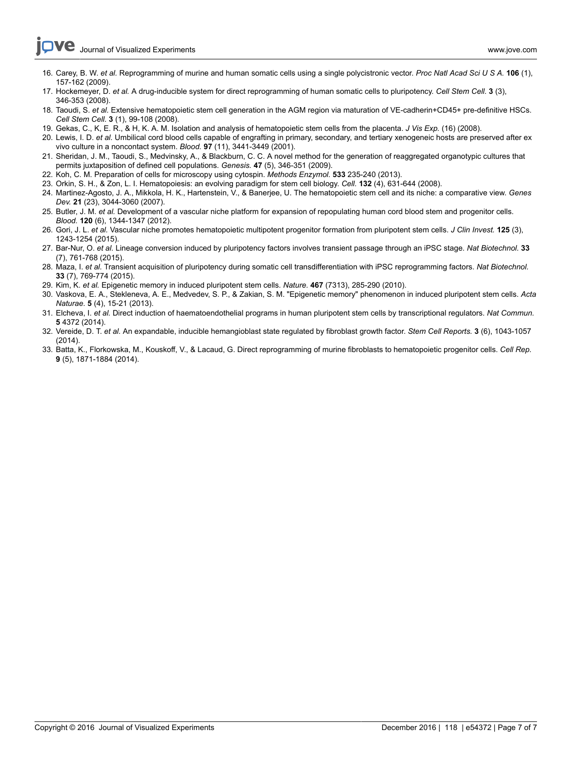16. Carey, B. W. *et al.* Reprogramming of murine and human somatic cells using a single polycistronic vector. *Proc Natl Acad Sci U S A.* **106** (1), 157-162 (2009).
17. Hockemeyer, D. *et al.* A drug-inducible system for direct reprogramming of human somatic cells to pluripotency. *Cell Stem Cell.* **3** (3), 346-353 (2008).
18. Taoudi, S. *et al.* Extensive hematopoietic stem cell generation in the AGM region via maturation of VE-cadherin+CD45+ pre-definitive HSCs. *Cell Stem Cell.* **3** (1), 99-108 (2008).
19. Gekas, C., K, E. R., & H, K. A. M. Isolation and analysis of hematopoietic stem cells from the placenta. *J Vis Exp.* (16) (2008).
20. Lewis, I. D. *et al.* Umbilical cord blood cells capable of engrafting in primary, secondary, and tertiary xenogeneic hosts are preserved after ex vivo culture in a noncontact system. *Blood.* **97** (11), 3441-3449 (2001).
21. Sheridan, J. M., Taoudi, S., Medvinsky, A., & Blackburn, C. C. A novel method for the generation of reaggregated organotypic cultures that permits juxtaposition of defined cell populations. *Genesis.* **47** (5), 346-351 (2009).
22. Koh, C. M. Preparation of cells for microscopy using cytospin. *Methods Enzymol.* **533** 235-240 (2013).
23. Orkin, S. H., & Zon, L. I. Hematopoiesis: an evolving paradigm for stem cell biology. *Cell.* **132** (4), 631-644 (2008).
24. Martinez-Agosto, J. A., Mikkola, H. K., Hartenstein, V., & Banerjee, U. The hematopoietic stem cell and its niche: a comparative view. *Genes Dev.* **21** (23), 3044-3060 (2007).
25. Butler, J. M. *et al.* Development of a vascular niche platform for expansion of repopulating human cord blood stem and progenitor cells. *Blood.* **120** (6), 1344-1347 (2012).
26. Gori, J. L. *et al.* Vascular niche promotes hematopoietic multipotent progenitor formation from pluripotent stem cells. *J Clin Invest.* **125** (3), 1243-1254 (2015).
27. Bar-Nur, O. *et al.* Lineage conversion induced by pluripotency factors involves transient passage through an iPSC stage. *Nat Biotechnol.* **33** (7), 761-768 (2015).
28. Maza, I. *et al.* Transient acquisition of pluripotency during somatic cell transdifferentiation with iPSC reprogramming factors. *Nat Biotechnol.* **33** (7), 769-774 (2015).
29. Kim, K. *et al.* Epigenetic memory in induced pluripotent stem cells. *Nature.* **467** (7313), 285-290 (2010).
30. Vaskova, E. A., Stekleneva, A. E., Medvedev, S. P., & Zakian, S. M. "Epigenetic memory" phenomenon in induced pluripotent stem cells. *Acta Naturae.* **5** (4), 15-21 (2013).
31. Elcheva, I. *et al.* Direct induction of haematoendothelial programs in human pluripotent stem cells by transcriptional regulators. *Nat Commun.* **5** 4372 (2014).
32. Vereide, D. T. *et al.* An expandable, inducible hemangioblast state regulated by fibroblast growth factor. *Stem Cell Reports.* **3** (6), 1043-1057 (2014).
33. Batta, K., Florkowska, M., Kouskoff, V., & Lacaud, G. Direct reprogramming of murine fibroblasts to hematopoietic progenitor cells. *Cell Rep.* **9** (5), 1871-1884 (2014).